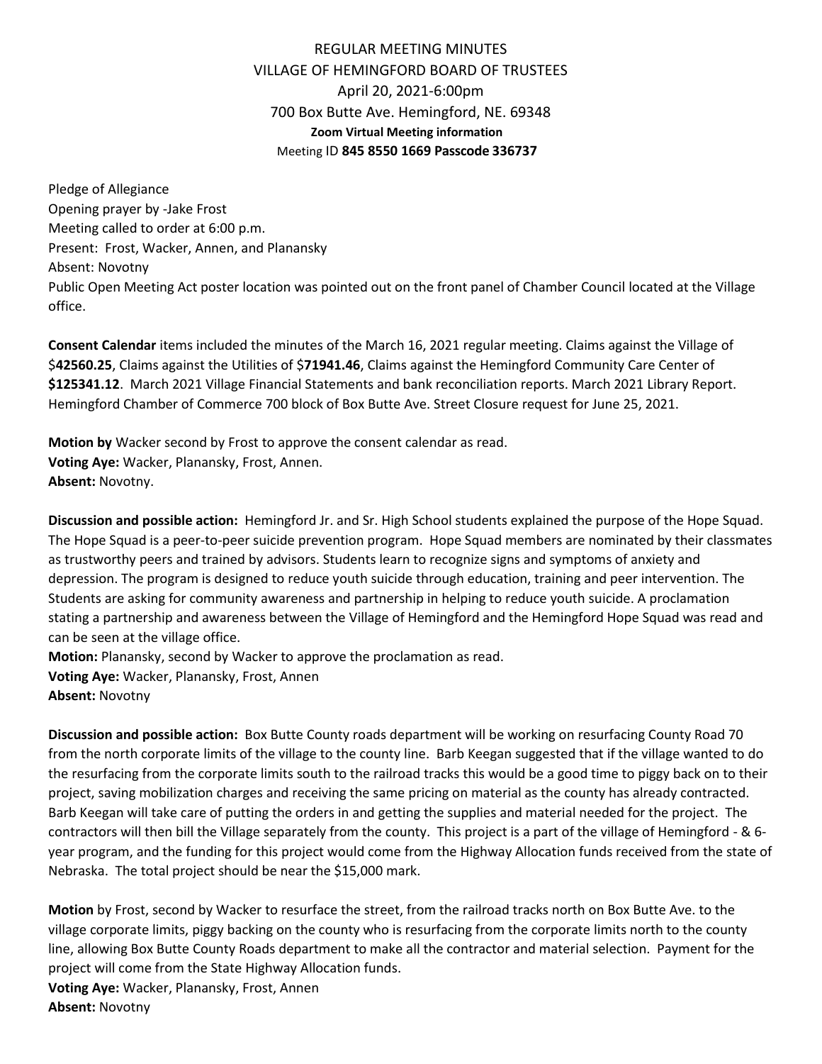# REGULAR MEETING MINUTES
## VILLAGE OF HEMINGFORD BOARD OF TRUSTEES
April 20, 2021-6:00pm
700 Box Butte Ave. Hemingford, NE. 69348
**Zoom Virtual Meeting information**
Meeting ID **845 8550 1669 Passcode 336737**

Pledge of Allegiance
Opening prayer by -Jake Frost
Meeting called to order at 6:00 p.m.
Present: Frost, Wacker, Annen, and Planansky
Absent: Novotny
Public Open Meeting Act poster location was pointed out on the front panel of Chamber Council located at the Village office.

**Consent Calendar** items included the minutes of the March 16, 2021 regular meeting. Claims against the Village of $**42560.25**, Claims against the Utilities of $**71941.46**, Claims against the Hemingford Community Care Center of **$125341.12**. March 2021 Village Financial Statements and bank reconciliation reports. March 2021 Library Report. Hemingford Chamber of Commerce 700 block of Box Butte Ave. Street Closure request for June 25, 2021.

**Motion by** Wacker second by Frost to approve the consent calendar as read.
**Voting Aye:** Wacker, Planansky, Frost, Annen.
**Absent:** Novotny.

**Discussion and possible action:** Hemingford Jr. and Sr. High School students explained the purpose of the Hope Squad. The Hope Squad is a peer-to-peer suicide prevention program. Hope Squad members are nominated by their classmates as trustworthy peers and trained by advisors. Students learn to recognize signs and symptoms of anxiety and depression. The program is designed to reduce youth suicide through education, training and peer intervention. The Students are asking for community awareness and partnership in helping to reduce youth suicide. A proclamation stating a partnership and awareness between the Village of Hemingford and the Hemingford Hope Squad was read and can be seen at the village office.
**Motion:** Planansky, second by Wacker to approve the proclamation as read.
**Voting Aye:** Wacker, Planansky, Frost, Annen
**Absent:** Novotny

**Discussion and possible action:** Box Butte County roads department will be working on resurfacing County Road 70 from the north corporate limits of the village to the county line. Barb Keegan suggested that if the village wanted to do the resurfacing from the corporate limits south to the railroad tracks this would be a good time to piggy back on to their project, saving mobilization charges and receiving the same pricing on material as the county has already contracted. Barb Keegan will take care of putting the orders in and getting the supplies and material needed for the project. The contractors will then bill the Village separately from the county. This project is a part of the village of Hemingford - & 6-year program, and the funding for this project would come from the Highway Allocation funds received from the state of Nebraska. The total project should be near the $15,000 mark.

**Motion** by Frost, second by Wacker to resurface the street, from the railroad tracks north on Box Butte Ave. to the village corporate limits, piggy backing on the county who is resurfacing from the corporate limits north to the county line, allowing Box Butte County Roads department to make all the contractor and material selection. Payment for the project will come from the State Highway Allocation funds.
**Voting Aye:** Wacker, Planansky, Frost, Annen
**Absent:** Novotny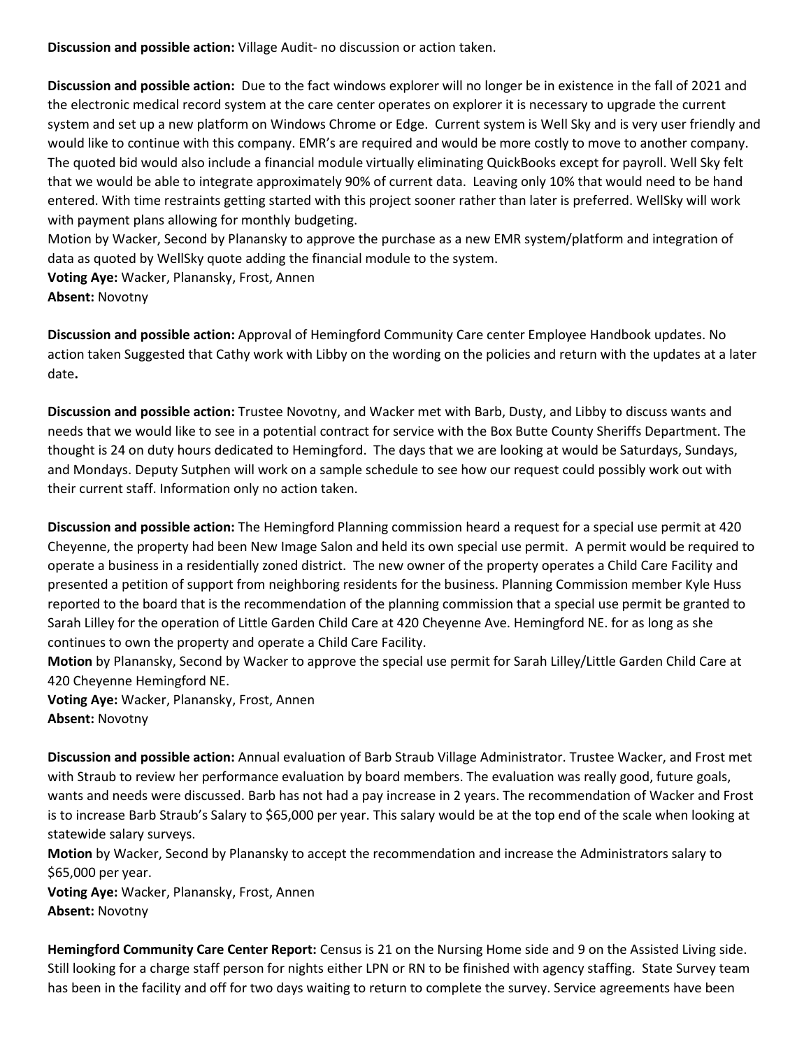**Discussion and possible action:** Village Audit- no discussion or action taken.

**Discussion and possible action:** Due to the fact windows explorer will no longer be in existence in the fall of 2021 and the electronic medical record system at the care center operates on explorer it is necessary to upgrade the current system and set up a new platform on Windows Chrome or Edge. Current system is Well Sky and is very user friendly and would like to continue with this company. EMR's are required and would be more costly to move to another company. The quoted bid would also include a financial module virtually eliminating QuickBooks except for payroll. Well Sky felt that we would be able to integrate approximately 90% of current data. Leaving only 10% that would need to be hand entered. With time restraints getting started with this project sooner rather than later is preferred. WellSky will work with payment plans allowing for monthly budgeting.
Motion by Wacker, Second by Planansky to approve the purchase as a new EMR system/platform and integration of data as quoted by WellSky quote adding the financial module to the system.
**Voting Aye:** Wacker, Planansky, Frost, Annen
**Absent:** Novotny

**Discussion and possible action:** Approval of Hemingford Community Care center Employee Handbook updates. No action taken Suggested that Cathy work with Libby on the wording on the policies and return with the updates at a later date**.**

**Discussion and possible action:** Trustee Novotny, and Wacker met with Barb, Dusty, and Libby to discuss wants and needs that we would like to see in a potential contract for service with the Box Butte County Sheriffs Department. The thought is 24 on duty hours dedicated to Hemingford. The days that we are looking at would be Saturdays, Sundays, and Mondays. Deputy Sutphen will work on a sample schedule to see how our request could possibly work out with their current staff. Information only no action taken.

**Discussion and possible action:** The Hemingford Planning commission heard a request for a special use permit at 420 Cheyenne, the property had been New Image Salon and held its own special use permit. A permit would be required to operate a business in a residentially zoned district. The new owner of the property operates a Child Care Facility and presented a petition of support from neighboring residents for the business. Planning Commission member Kyle Huss reported to the board that is the recommendation of the planning commission that a special use permit be granted to Sarah Lilley for the operation of Little Garden Child Care at 420 Cheyenne Ave. Hemingford NE. for as long as she continues to own the property and operate a Child Care Facility.
**Motion** by Planansky, Second by Wacker to approve the special use permit for Sarah Lilley/Little Garden Child Care at 420 Cheyenne Hemingford NE.
**Voting Aye:** Wacker, Planansky, Frost, Annen
**Absent:** Novotny

**Discussion and possible action:** Annual evaluation of Barb Straub Village Administrator. Trustee Wacker, and Frost met with Straub to review her performance evaluation by board members. The evaluation was really good, future goals, wants and needs were discussed. Barb has not had a pay increase in 2 years. The recommendation of Wacker and Frost is to increase Barb Straub's Salary to $65,000 per year. This salary would be at the top end of the scale when looking at statewide salary surveys.
**Motion** by Wacker, Second by Planansky to accept the recommendation and increase the Administrators salary to $65,000 per year.
**Voting Aye:** Wacker, Planansky, Frost, Annen
**Absent:** Novotny

**Hemingford Community Care Center Report:** Census is 21 on the Nursing Home side and 9 on the Assisted Living side. Still looking for a charge staff person for nights either LPN or RN to be finished with agency staffing. State Survey team has been in the facility and off for two days waiting to return to complete the survey. Service agreements have been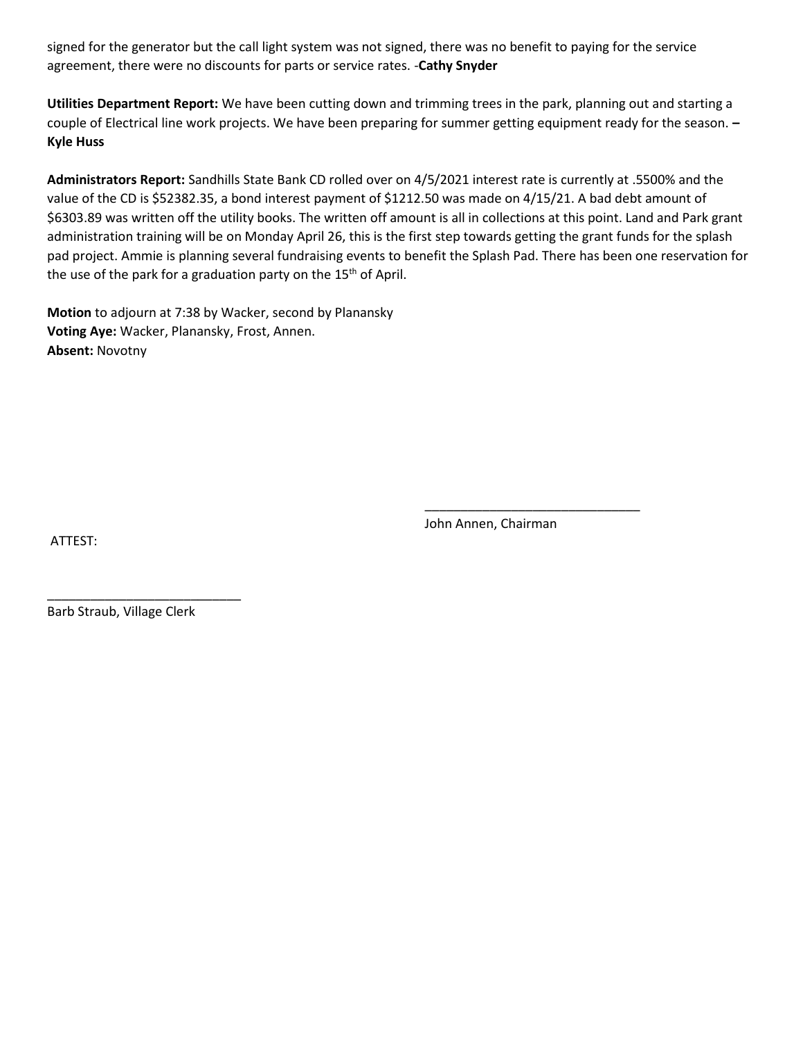signed for the generator but the call light system was not signed, there was no benefit to paying for the service agreement, there were no discounts for parts or service rates. -**Cathy Snyder**

**Utilities Department Report:** We have been cutting down and trimming trees in the park, planning out and starting a couple of Electrical line work projects. We have been preparing for summer getting equipment ready for the season. **– Kyle Huss**

**Administrators Report:** Sandhills State Bank CD rolled over on 4/5/2021 interest rate is currently at .5500% and the value of the CD is $52382.35, a bond interest payment of $1212.50 was made on 4/15/21. A bad debt amount of $6303.89 was written off the utility books. The written off amount is all in collections at this point. Land and Park grant administration training will be on Monday April 26, this is the first step towards getting the grant funds for the splash pad project. Ammie is planning several fundraising events to benefit the Splash Pad. There has been one reservation for the use of the park for a graduation party on the 15th of April.

**Motion** to adjourn at 7:38 by Wacker, second by Planansky
**Voting Aye:** Wacker, Planansky, Frost, Annen.
**Absent:** Novotny

______________________________
John Annen, Chairman

ATTEST:

___________________________
Barb Straub, Village Clerk